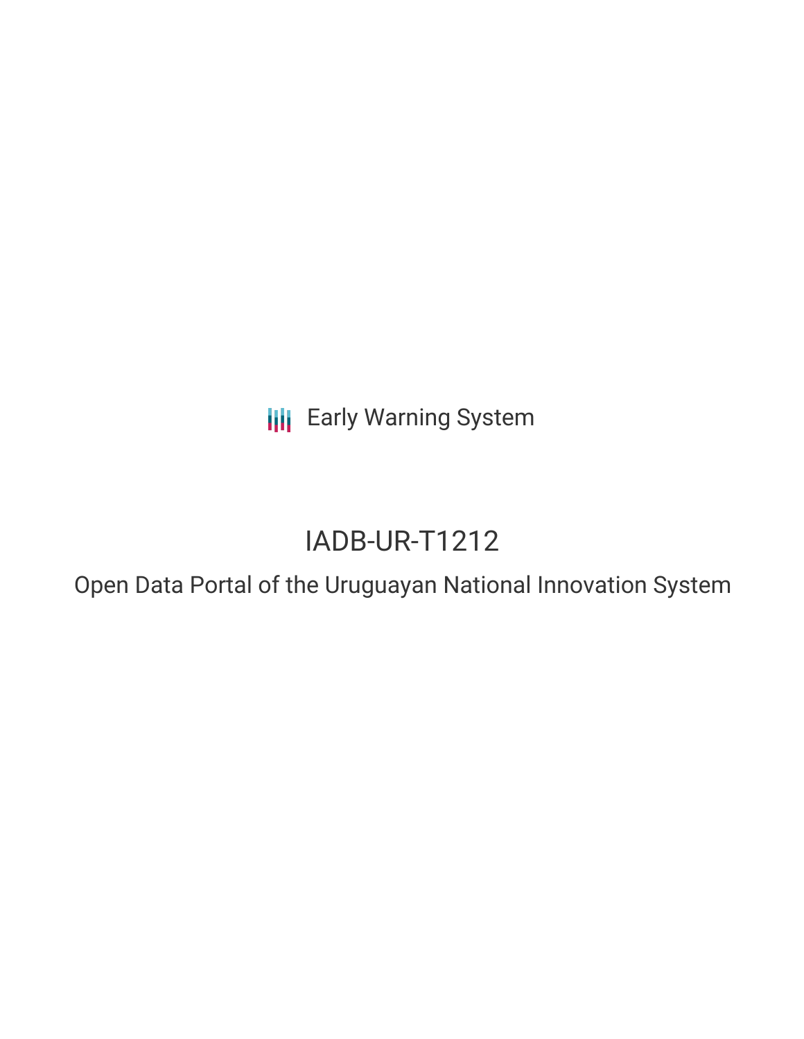Early Warning System

# IADB-UR-T1212

## Open Data Portal of the Uruguayan National Innovation System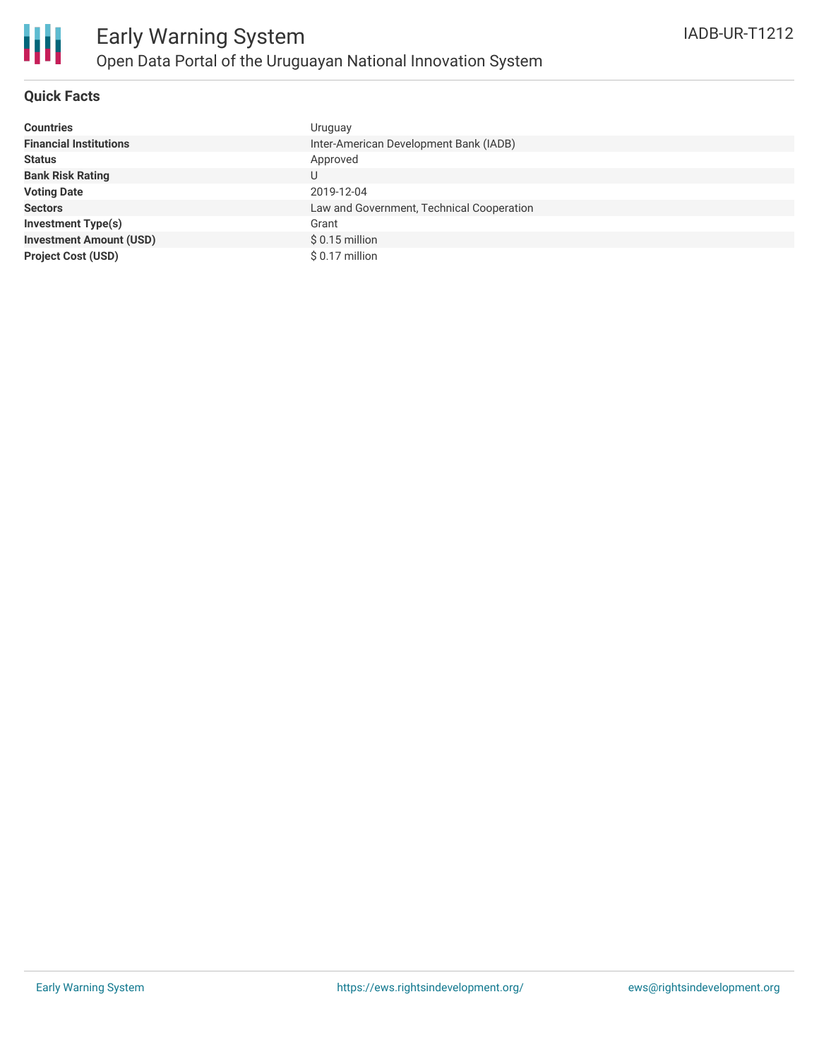# Early Warning System

## Open Data Portal of the Uruguayan National Innovation System

IADB-UR-T1212

### Quick Facts

| | |
|---|---|
| **Countries** | Uruguay |
| **Financial Institutions** | Inter-American Development Bank (IADB) |
| **Status** | Approved |
| **Bank Risk Rating** | U |
| **Voting Date** | 2019-12-04 |
| **Sectors** | Law and Government, Technical Cooperation |
| **Investment Type(s)** | Grant |
| **Investment Amount (USD)** | $ 0.15 million |
| **Project Cost (USD)** | $ 0.17 million |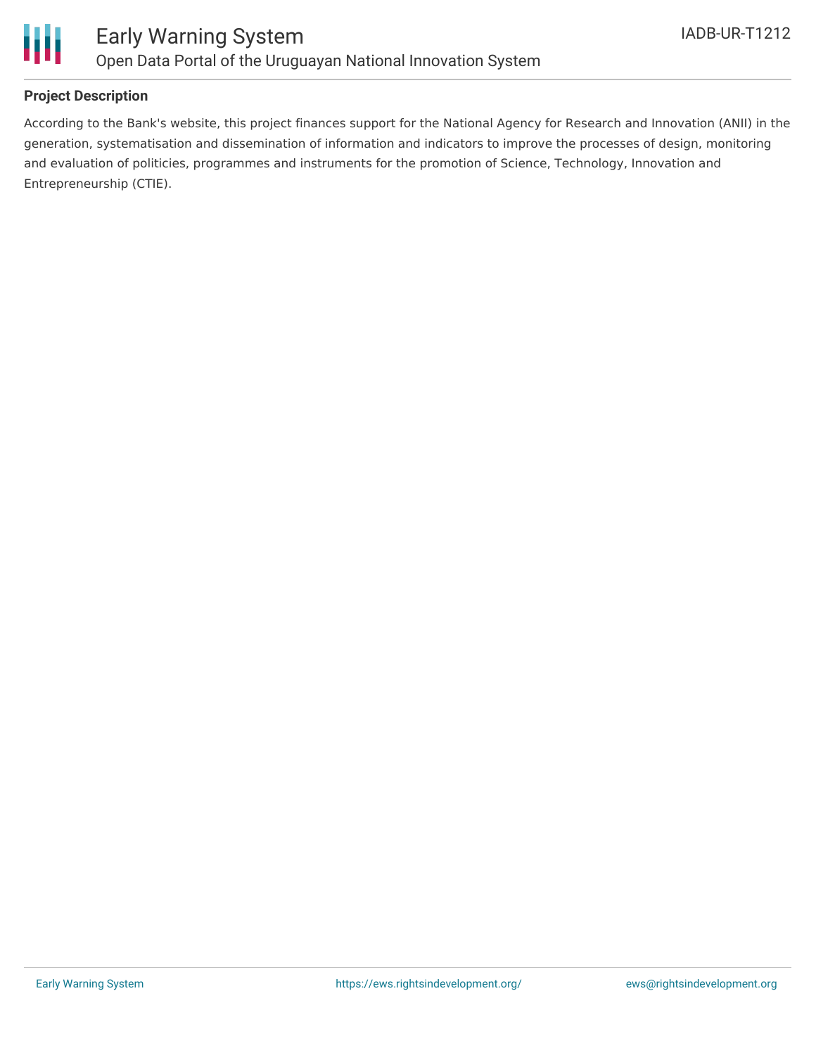## Project Description

According to the Bank's website, this project finances support for the National Agency for Research and Innovation (ANII) in the generation, systematisation and dissemination of information and indicators to improve the processes of design, monitoring and evaluation of politicies, programmes and instruments for the promotion of Science, Technology, Innovation and Entrepreneurship (CTIE).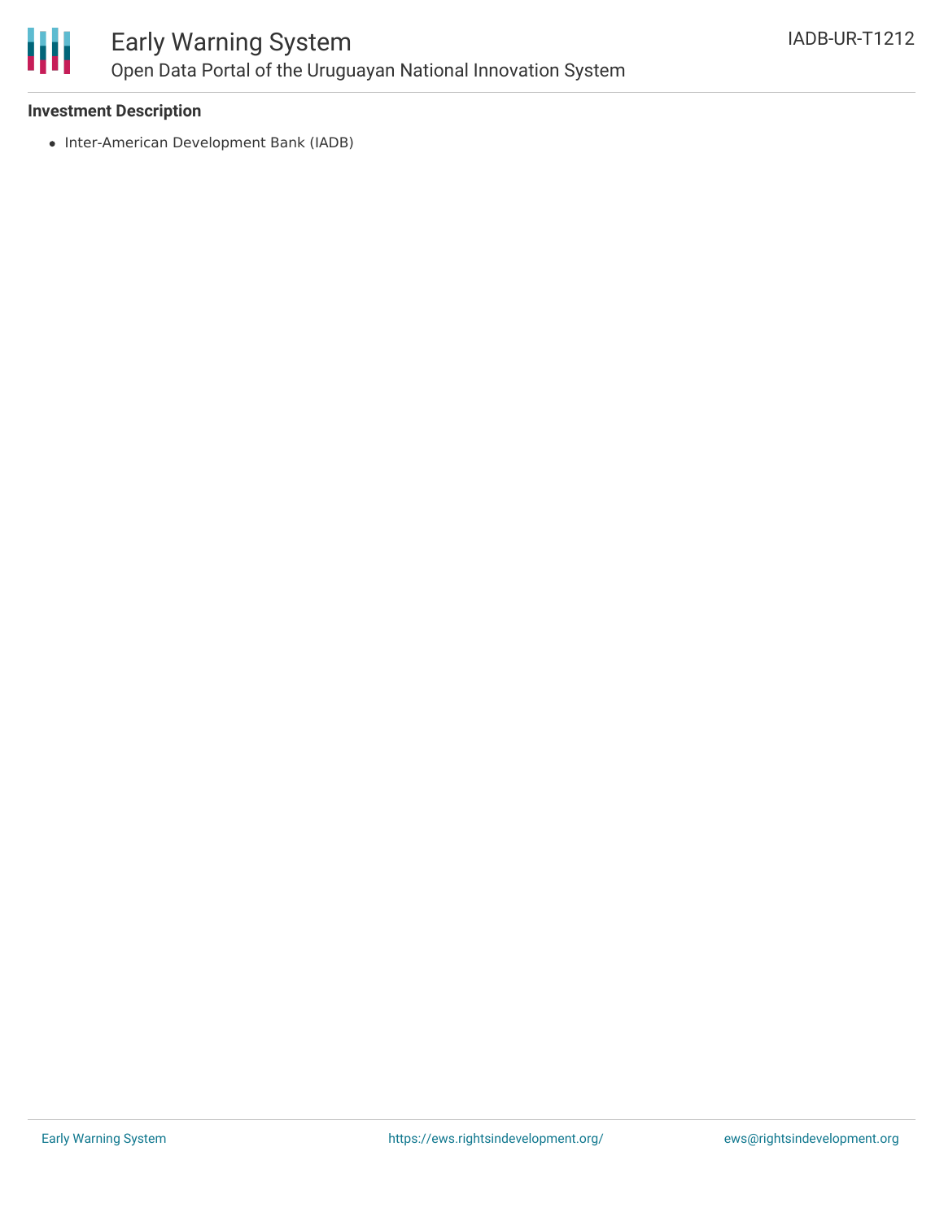**Investment Description**

- Inter-American Development Bank (IADB)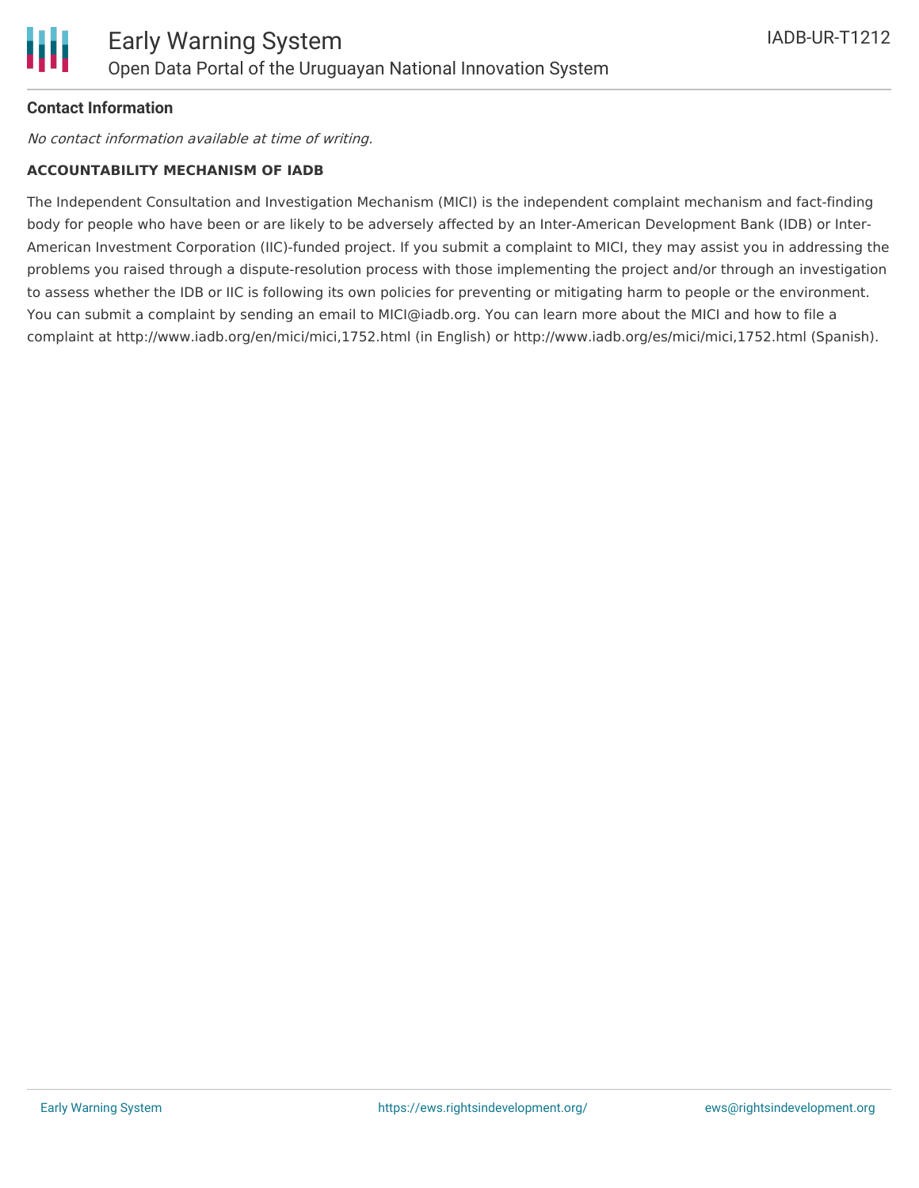**Contact Information**

*No contact information available at time of writing.*

**ACCOUNTABILITY MECHANISM OF IADB**

The Independent Consultation and Investigation Mechanism (MICI) is the independent complaint mechanism and fact-finding body for people who have been or are likely to be adversely affected by an Inter-American Development Bank (IDB) or Inter-American Investment Corporation (IIC)-funded project. If you submit a complaint to MICI, they may assist you in addressing the problems you raised through a dispute-resolution process with those implementing the project and/or through an investigation to assess whether the IDB or IIC is following its own policies for preventing or mitigating harm to people or the environment. You can submit a complaint by sending an email to MICI@iadb.org. You can learn more about the MICI and how to file a complaint at http://www.iadb.org/en/mici/mici,1752.html (in English) or http://www.iadb.org/es/mici/mici,1752.html (Spanish).